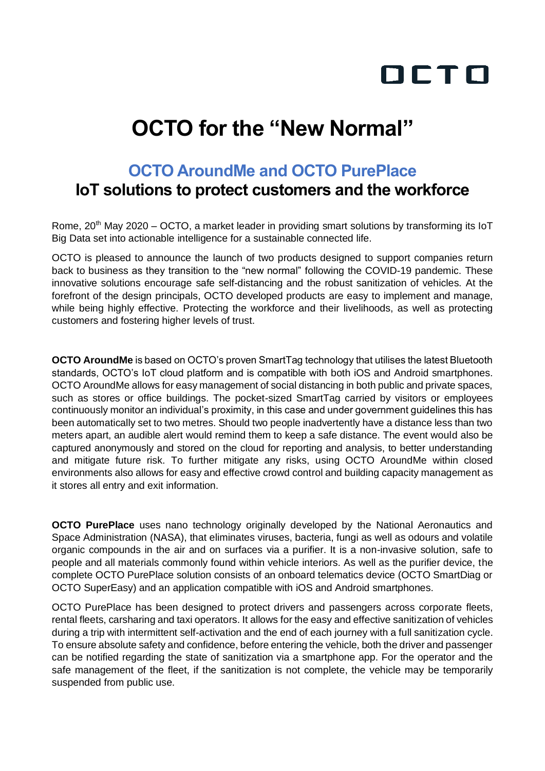OCTO

# OCTO for the "New Normal"

## OCTO AroundMe and OCTO PurePlace
## IoT solutions to protect customers and the workforce

Rome, 20th May 2020 – OCTO, a market leader in providing smart solutions by transforming its IoT Big Data set into actionable intelligence for a sustainable connected life.

OCTO is pleased to announce the launch of two products designed to support companies return back to business as they transition to the "new normal" following the COVID-19 pandemic. These innovative solutions encourage safe self-distancing and the robust sanitization of vehicles. At the forefront of the design principals, OCTO developed products are easy to implement and manage, while being highly effective. Protecting the workforce and their livelihoods, as well as protecting customers and fostering higher levels of trust.

**OCTO AroundMe** is based on OCTO's proven SmartTag technology that utilises the latest Bluetooth standards, OCTO's IoT cloud platform and is compatible with both iOS and Android smartphones. OCTO AroundMe allows for easy management of social distancing in both public and private spaces, such as stores or office buildings. The pocket-sized SmartTag carried by visitors or employees continuously monitor an individual's proximity, in this case and under government guidelines this has been automatically set to two metres. Should two people inadvertently have a distance less than two meters apart, an audible alert would remind them to keep a safe distance. The event would also be captured anonymously and stored on the cloud for reporting and analysis, to better understanding and mitigate future risk. To further mitigate any risks, using OCTO AroundMe within closed environments also allows for easy and effective crowd control and building capacity management as it stores all entry and exit information.

**OCTO PurePlace** uses nano technology originally developed by the National Aeronautics and Space Administration (NASA), that eliminates viruses, bacteria, fungi as well as odours and volatile organic compounds in the air and on surfaces via a purifier. It is a non-invasive solution, safe to people and all materials commonly found within vehicle interiors. As well as the purifier device, the complete OCTO PurePlace solution consists of an onboard telematics device (OCTO SmartDiag or OCTO SuperEasy) and an application compatible with iOS and Android smartphones.

OCTO PurePlace has been designed to protect drivers and passengers across corporate fleets, rental fleets, carsharing and taxi operators. It allows for the easy and effective sanitization of vehicles during a trip with intermittent self-activation and the end of each journey with a full sanitization cycle. To ensure absolute safety and confidence, before entering the vehicle, both the driver and passenger can be notified regarding the state of sanitization via a smartphone app. For the operator and the safe management of the fleet, if the sanitization is not complete, the vehicle may be temporarily suspended from public use.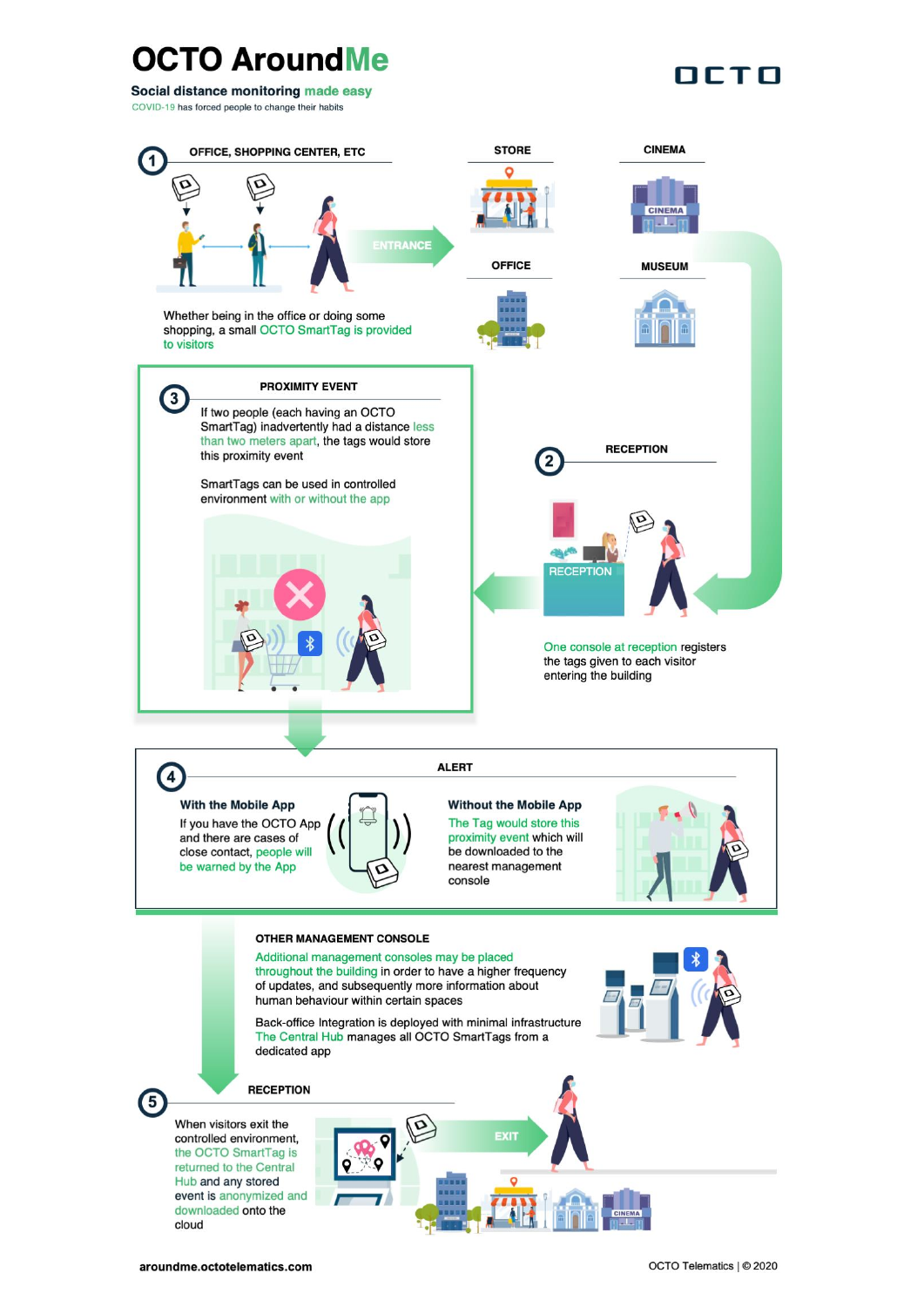# OCTO AroundMe

**Social distance monitoring made easy**

COVID-19 has forced people to change their habits

## 1 OFFICE, SHOPPING CENTER, ETC

STORE

CINEMA

OFFICE

MUSEUM

ENTRANCE

Whether being in the office or doing some shopping, a small OCTO SmartTag is provided to visitors

## 2 RECEPTION

RECEPTION

One console at reception registers the tags given to each visitor entering the building

## 3 PROXIMITY EVENT

If two people (each having an OCTO SmartTag) inadvertently had a distance less than two meters apart, the tags would store this proximity event

SmartTags can be used in controlled environment with or without the app

## 4 ALERT

**With the Mobile App**

If you have the OCTO App and there are cases of close contact, people will be warned by the App

**Without the Mobile App**

The Tag would store this proximity event which will be downloaded to the nearest management console

## OTHER MANAGEMENT CONSOLE

Additional management consoles may be placed throughout the building in order to have a higher frequency of updates, and subsequently more information about human behaviour within certain spaces

Back-office Integration is deployed with minimal infrastructure The Central Hub manages all OCTO SmartTags from a dedicated app

## 5 RECEPTION

When visitors exit the controlled environment, the OCTO SmartTag is returned to the Central Hub and any stored event is anonymized and downloaded onto the cloud

EXIT

aroundme.octotelematics.com

OCTO Telematics | © 2020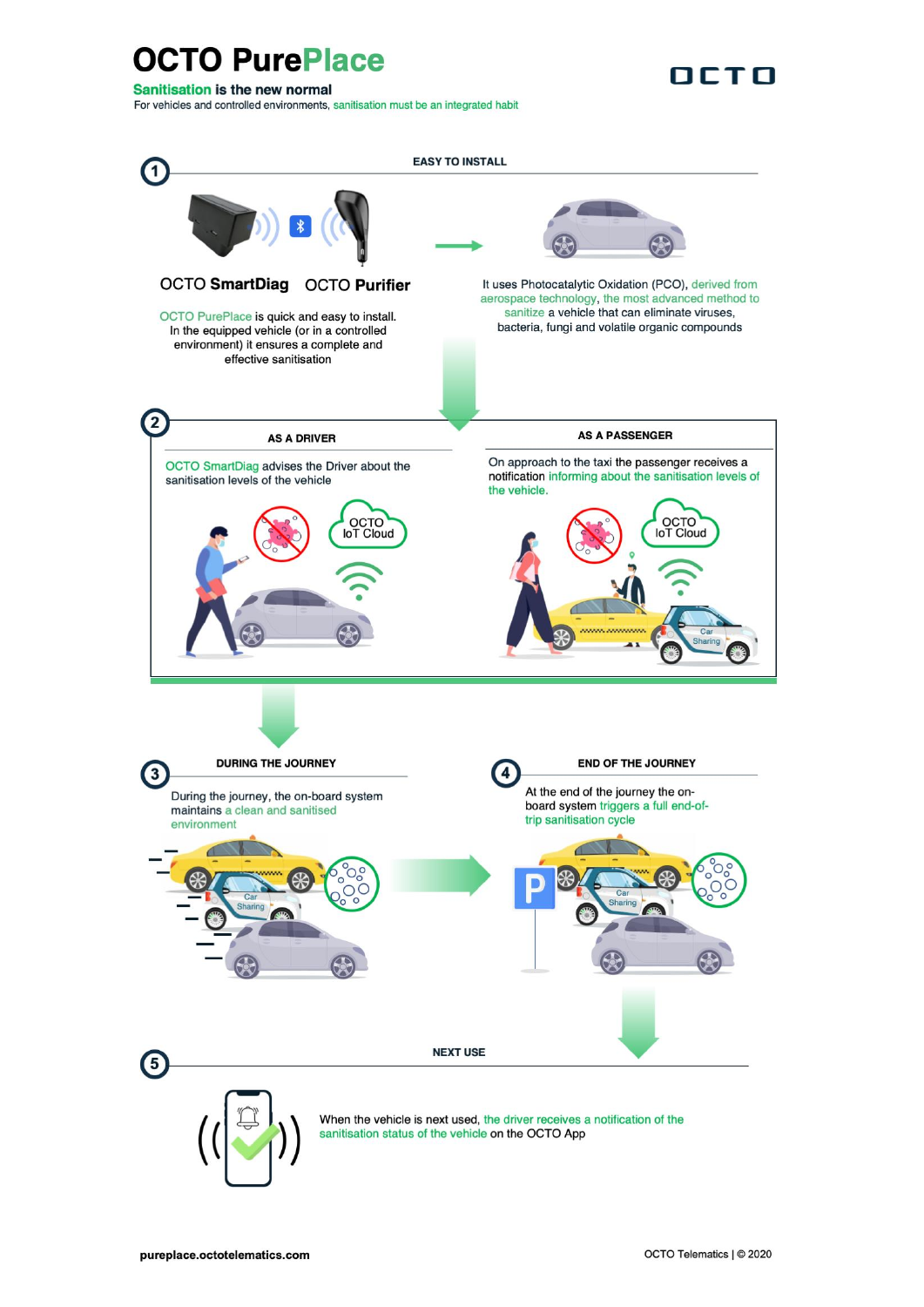# OCTO PurePlace

**Sanitisation is the new normal**

For vehicles and controlled environments, sanitisation must be an integrated habit

OCTO

## 1 EASY TO INSTALL

**OCTO SmartDiag** **OCTO Purifier**

OCTO PurePlace is quick and easy to install. In the equipped vehicle (or in a controlled environment) it ensures a complete and effective sanitisation

It uses Photocatalytic Oxidation (PCO), derived from aerospace technology, the most advanced method to sanitize a vehicle that can eliminate viruses, bacteria, fungi and volatile organic compounds

## 2

### AS A DRIVER

OCTO SmartDiag advises the Driver about the sanitisation levels of the vehicle

OCTO IoT Cloud

### AS A PASSENGER

On approach to the taxi the passenger receives a notification informing about the sanitisation levels of the vehicle.

OCTO IoT Cloud

Car Sharing

## 3 DURING THE JOURNEY

During the journey, the on-board system maintains a clean and sanitised environment

Car Sharing

## 4 END OF THE JOURNEY

At the end of the journey the on-board system triggers a full end-of-trip sanitisation cycle

P

Car Sharing

## 5 NEXT USE

When the vehicle is next used, the driver receives a notification of the sanitisation status of the vehicle on the OCTO App

pureplace.octotelematics.com

OCTO Telematics | © 2020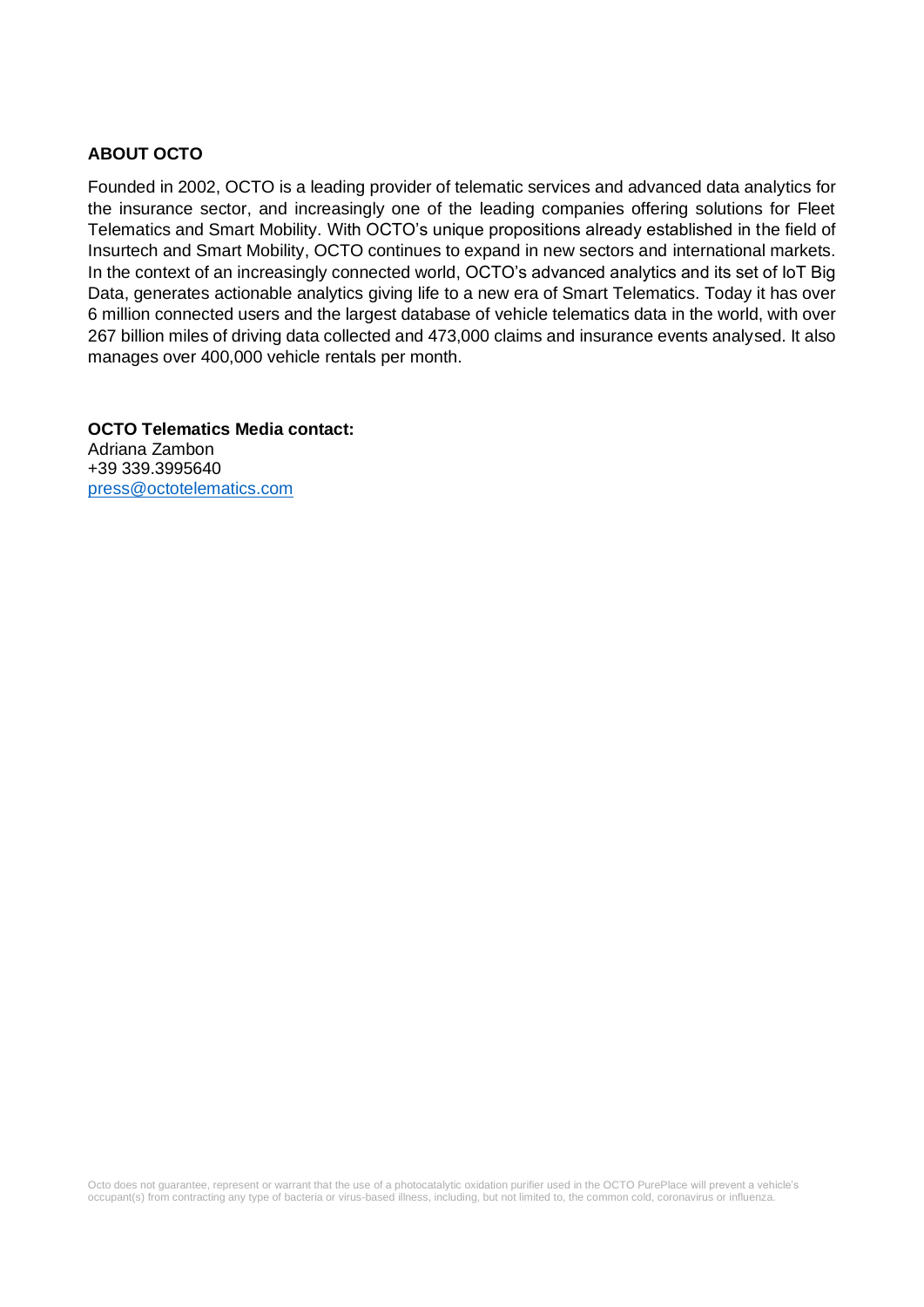**ABOUT OCTO**

Founded in 2002, OCTO is a leading provider of telematic services and advanced data analytics for the insurance sector, and increasingly one of the leading companies offering solutions for Fleet Telematics and Smart Mobility. With OCTO's unique propositions already established in the field of Insurtech and Smart Mobility, OCTO continues to expand in new sectors and international markets. In the context of an increasingly connected world, OCTO's advanced analytics and its set of IoT Big Data, generates actionable analytics giving life to a new era of Smart Telematics. Today it has over 6 million connected users and the largest database of vehicle telematics data in the world, with over 267 billion miles of driving data collected and 473,000 claims and insurance events analysed. It also manages over 400,000 vehicle rentals per month.

**OCTO Telematics Media contact:**
Adriana Zambon
+39 339.3995640
press@octotelematics.com

Octo does not guarantee, represent or warrant that the use of a photocatalytic oxidation purifier used in the OCTO PurePlace will prevent a vehicle's occupant(s) from contracting any type of bacteria or virus-based illness, including, but not limited to, the common cold, coronavirus or influenza.